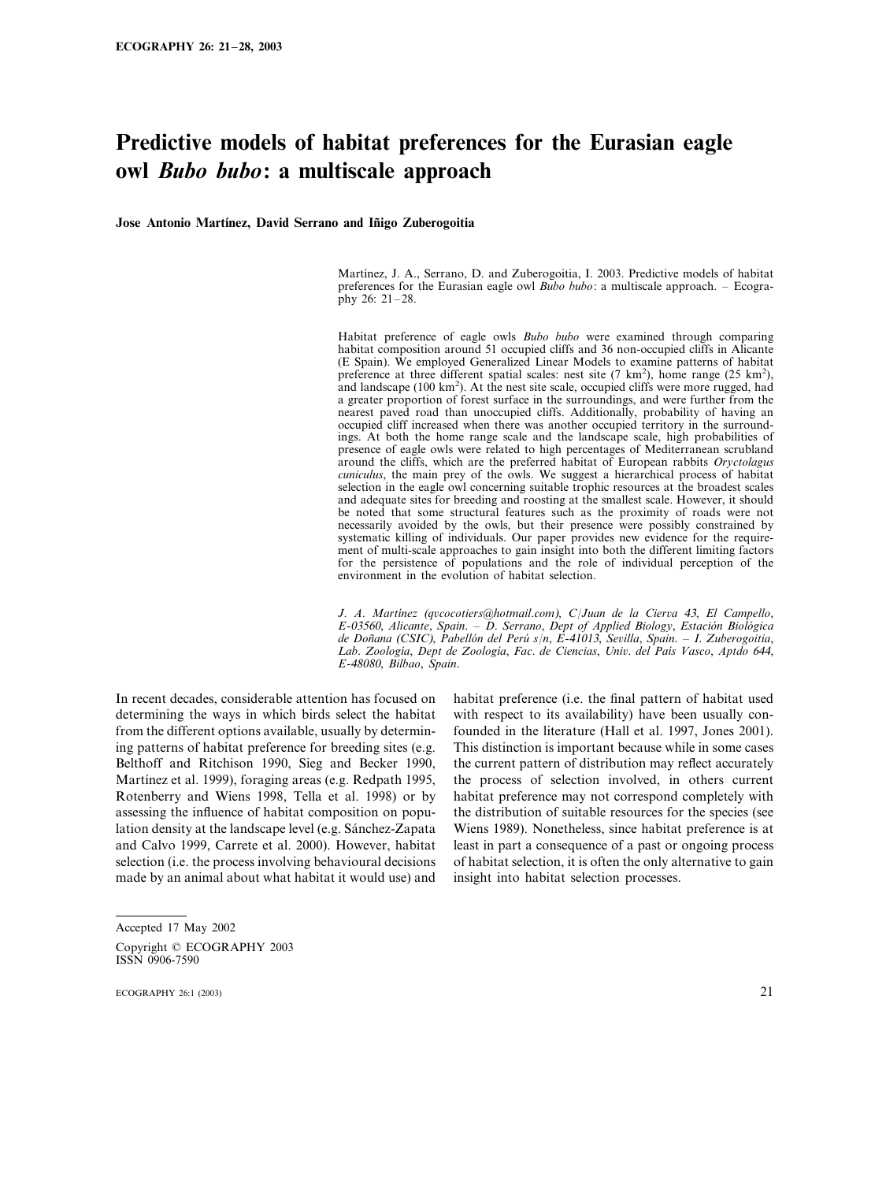# Predictive models of habitat preferences for the Eurasian eagle owl *Bubo bubo*: a multiscale approach

**Jose Antonio Martínez, David Serrano and Iñigo Zuberogoitia**

Martínez, J. A., Serrano, D. and Zuberogoitia, I. 2003. Predictive models of habitat preferences for the Eurasian eagle owl *Bubo bubo*: a multiscale approach. – Ecography 26: 21–28.

Habitat preference of eagle owls *Bubo bubo* were examined through comparing habitat composition around 51 occupied cliffs and 36 non-occupied cliffs in Alicante (E Spain). We employed Generalized Linear Models to examine patterns of habitat preference at three different spatial scales: nest site (7 $km^2$), home range (25 $km^2$), and landscape (100 $km^2$). At the nest site scale, occupied cliffs were more rugged, had a greater proportion of forest surface in the surroundings, and were further from the nearest paved road than unoccupied cliffs. Additionally, probability of having an occupied cliff increased when there was another occupied territory in the surroundings. At both the home range scale and the landscape scale, high probabilities of presence of eagle owls were related to high percentages of Mediterranean scrubland around the cliffs, which are the preferred habitat of European rabbits *Oryctolagus cuniculus*, the main prey of the owls. We suggest a hierarchical process of habitat selection in the eagle owl concerning suitable trophic resources at the broadest scales and adequate sites for breeding and roosting at the smallest scale. However, it should be noted that some structural features such as the proximity of roads were not necessarily avoided by the owls, but their presence were possibly constrained by systematic killing of individuals. Our paper provides new evidence for the requirement of multi-scale approaches to gain insight into both the different limiting factors for the persistence of populations and the role of individual perception of the environment in the evolution of habitat selection.

*J. A. Martínez (qvcocotiers@hotmail.com), C/Juan de la Cierva 43, El Campello, E-03560, Alicante, Spain. – D. Serrano, Dept of Applied Biology, Estación Biológica de Doñana (CSIC), Pabellón del Perú s/n, E-41013, Sevilla, Spain. – I. Zuberogoitia, Lab. Zoología, Dept de Zoología, Fac. de Ciencias, Univ. del País Vasco, Aptdo 644, E-48080, Bilbao, Spain.*

In recent decades, considerable attention has focused on determining the ways in which birds select the habitat from the different options available, usually by determining patterns of habitat preference for breeding sites (e.g. Belthoff and Ritchison 1990, Sieg and Becker 1990, Martínez et al. 1999), foraging areas (e.g. Redpath 1995, Rotenberry and Wiens 1998, Tella et al. 1998) or by assessing the influence of habitat composition on population density at the landscape level (e.g. Sánchez-Zapata and Calvo 1999, Carrete et al. 2000). However, habitat selection (i.e. the process involving behavioural decisions made by an animal about what habitat it would use) and habitat preference (i.e. the final pattern of habitat used with respect to its availability) have been usually confounded in the literature (Hall et al. 1997, Jones 2001). This distinction is important because while in some cases the current pattern of distribution may reflect accurately the process of selection involved, in others current habitat preference may not correspond completely with the distribution of suitable resources for the species (see Wiens 1989). Nonetheless, since habitat preference is at least in part a consequence of a past or ongoing process of habitat selection, it is often the only alternative to gain insight into habitat selection processes.

Accepted 17 May 2002

Copyright © ECOGRAPHY 2003
ISSN 0906-7590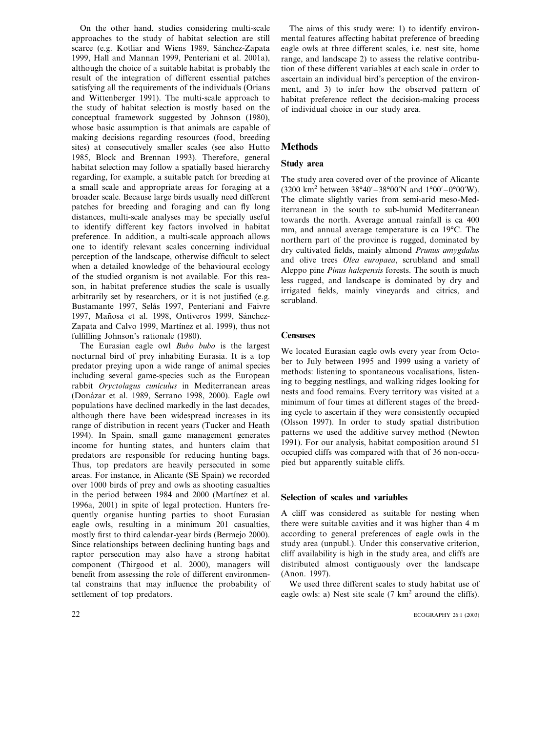On the other hand, studies considering multi-scale approaches to the study of habitat selection are still scarce (e.g. Kotliar and Wiens 1989, Sánchez-Zapata 1999, Hall and Mannan 1999, Penteriani et al. 2001a), although the choice of a suitable habitat is probably the result of the integration of different essential patches satisfying all the requirements of the individuals (Orians and Wittenberger 1991). The multi-scale approach to the study of habitat selection is mostly based on the conceptual framework suggested by Johnson (1980), whose basic assumption is that animals are capable of making decisions regarding resources (food, breeding sites) at consecutively smaller scales (see also Hutto 1985, Block and Brennan 1993). Therefore, general habitat selection may follow a spatially based hierarchy regarding, for example, a suitable patch for breeding at a small scale and appropriate areas for foraging at a broader scale. Because large birds usually need different patches for breeding and foraging and can fly long distances, multi-scale analyses may be specially useful to identify different key factors involved in habitat preference. In addition, a multi-scale approach allows one to identify relevant scales concerning individual perception of the landscape, otherwise difficult to select when a detailed knowledge of the behavioural ecology of the studied organism is not available. For this reason, in habitat preference studies the scale is usually arbitrarily set by researchers, or it is not justified (e.g. Bustamante 1997, Selås 1997, Penteriani and Faivre 1997, Mañosa et al. 1998, Ontiveros 1999, Sánchez-Zapata and Calvo 1999, Martínez et al. 1999), thus not fulfilling Johnson's rationale (1980).

The Eurasian eagle owl *Bubo bubo* is the largest nocturnal bird of prey inhabiting Eurasia. It is a top predator preying upon a wide range of animal species including several game-species such as the European rabbit *Oryctolagus cuniculus* in Mediterranean areas (Donázar et al. 1989, Serrano 1998, 2000). Eagle owl populations have declined markedly in the last decades, although there have been widespread increases in its range of distribution in recent years (Tucker and Heath 1994). In Spain, small game management generates income for hunting states, and hunters claim that predators are responsible for reducing hunting bags. Thus, top predators are heavily persecuted in some areas. For instance, in Alicante (SE Spain) we recorded over 1000 birds of prey and owls as shooting casualties in the period between 1984 and 2000 (Martínez et al. 1996a, 2001) in spite of legal protection. Hunters frequently organise hunting parties to shoot Eurasian eagle owls, resulting in a minimum 201 casualties, mostly first to third calendar-year birds (Bermejo 2000). Since relationships between declining hunting bags and raptor persecution may also have a strong habitat component (Thirgood et al. 2000), managers will benefit from assessing the role of different environmental constrains that may influence the probability of settlement of top predators.

The aims of this study were: 1) to identify environmental features affecting habitat preference of breeding eagle owls at three different scales, i.e. nest site, home range, and landscape 2) to assess the relative contribution of these different variables at each scale in order to ascertain an individual bird's perception of the environment, and 3) to infer how the observed pattern of habitat preference reflect the decision-making process of individual choice in our study area.

## Methods

### Study area

The study area covered over of the province of Alicante (3200 km$^2$ between 38°40′–38°00′N and 1°00′–0°00′W). The climate slightly varies from semi-arid meso-Mediterranean in the south to sub-humid Mediterranean towards the north. Average annual rainfall is ca 400 mm, and annual average temperature is ca 19°C. The northern part of the province is rugged, dominated by dry cultivated fields, mainly almond *Prunus amygdalus* and olive trees *Olea europaea*, scrubland and small Aleppo pine *Pinus halepensis* forests. The south is much less rugged, and landscape is dominated by dry and irrigated fields, mainly vineyards and citrics, and scrubland.

### Censuses

We located Eurasian eagle owls every year from October to July between 1995 and 1999 using a variety of methods: listening to spontaneous vocalisations, listening to begging nestlings, and walking ridges looking for nests and food remains. Every territory was visited at a minimum of four times at different stages of the breeding cycle to ascertain if they were consistently occupied (Olsson 1997). In order to study spatial distribution patterns we used the additive survey method (Newton 1991). For our analysis, habitat composition around 51 occupied cliffs was compared with that of 36 non-occupied but apparently suitable cliffs.

### Selection of scales and variables

A cliff was considered as suitable for nesting when there were suitable cavities and it was higher than 4 m according to general preferences of eagle owls in the study area (unpubl.). Under this conservative criterion, cliff availability is high in the study area, and cliffs are distributed almost contiguously over the landscape (Anon. 1997).

We used three different scales to study habitat use of eagle owls: a) Nest site scale (7 km$^2$ around the cliffs).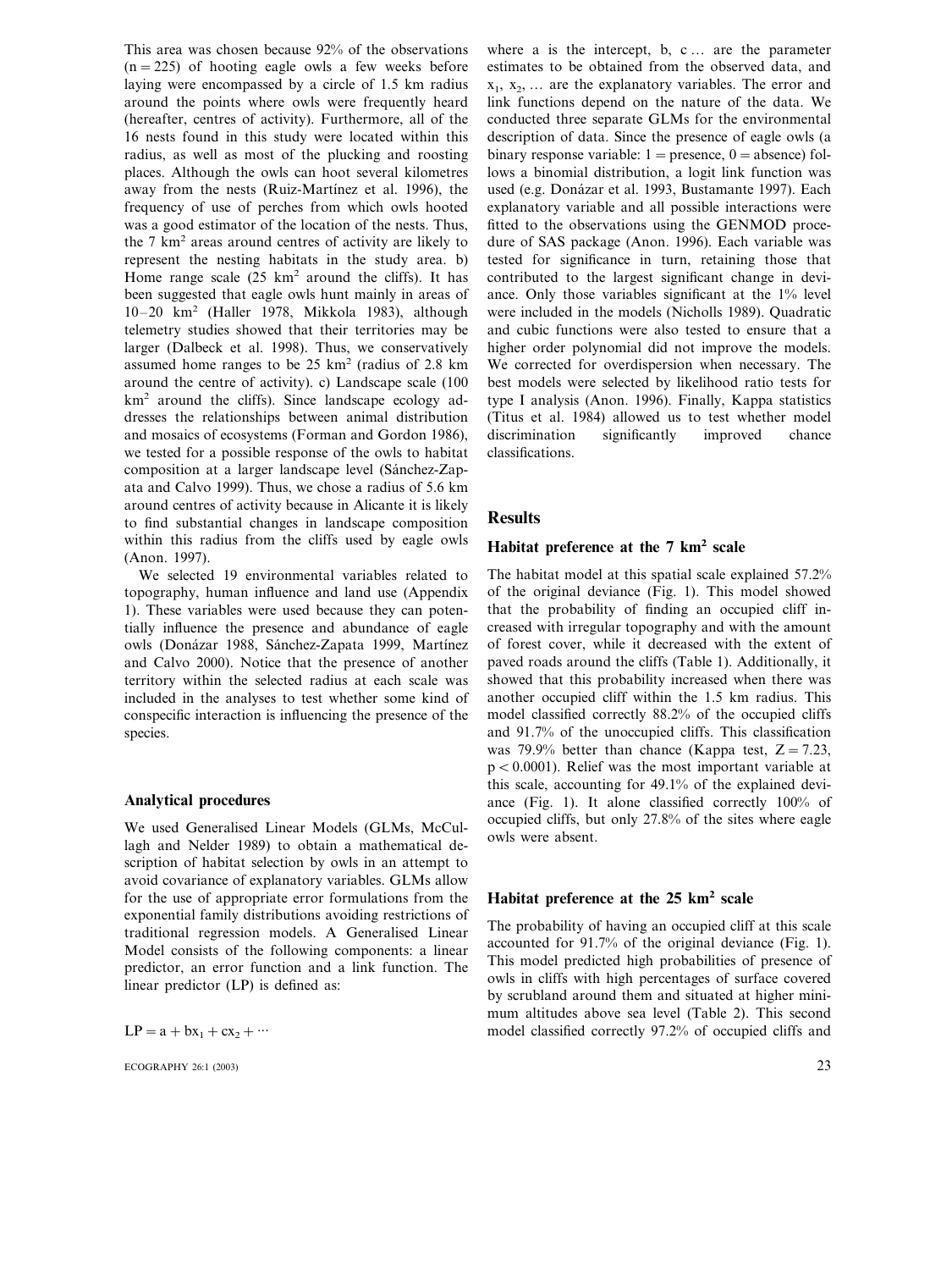This area was chosen because 92% of the observations ($n = 225$) of hooting eagle owls a few weeks before laying were encompassed by a circle of 1.5 km radius around the points where owls were frequently heard (hereafter, centres of activity). Furthermore, all of the 16 nests found in this study were located within this radius, as well as most of the plucking and roosting places. Although the owls can hoot several kilometres away from the nests (Ruiz-Martínez et al. 1996), the frequency of use of perches from which owls hooted was a good estimator of the location of the nests. Thus, the 7 $km^2$ areas around centres of activity are likely to represent the nesting habitats in the study area. b) Home range scale (25 $km^2$ around the cliffs). It has been suggested that eagle owls hunt mainly in areas of 10–20 $km^2$ (Haller 1978, Mikkola 1983), although telemetry studies showed that their territories may be larger (Dalbeck et al. 1998). Thus, we conservatively assumed home ranges to be 25 $km^2$ (radius of 2.8 km around the centre of activity). c) Landscape scale (100 $km^2$ around the cliffs). Since landscape ecology addresses the relationships between animal distribution and mosaics of ecosystems (Forman and Gordon 1986), we tested for a possible response of the owls to habitat composition at a larger landscape level (Sánchez-Zapata and Calvo 1999). Thus, we chose a radius of 5.6 km around centres of activity because in Alicante it is likely to find substantial changes in landscape composition within this radius from the cliffs used by eagle owls (Anon. 1997).

We selected 19 environmental variables related to topography, human influence and land use (Appendix 1). These variables were used because they can potentially influence the presence and abundance of eagle owls (Donázar 1988, Sánchez-Zapata 1999, Martínez and Calvo 2000). Notice that the presence of another territory within the selected radius at each scale was included in the analyses to test whether some kind of conspecific interaction is influencing the presence of the species.

### Analytical procedures

We used Generalised Linear Models (GLMs, McCullagh and Nelder 1989) to obtain a mathematical description of habitat selection by owls in an attempt to avoid covariance of explanatory variables. GLMs allow for the use of appropriate error formulations from the exponential family distributions avoiding restrictions of traditional regression models. A Generalised Linear Model consists of the following components: a linear predictor, an error function and a link function. The linear predictor (LP) is defined as:

$$LP = a + bx_1 + cx_2 + \cdots$$

where a is the intercept, b, c … are the parameter estimates to be obtained from the observed data, and $x_1$, $x_2$, … are the explanatory variables. The error and link functions depend on the nature of the data. We conducted three separate GLMs for the environmental description of data. Since the presence of eagle owls (a binary response variable: 1 = presence, 0 = absence) follows a binomial distribution, a logit link function was used (e.g. Donázar et al. 1993, Bustamante 1997). Each explanatory variable and all possible interactions were fitted to the observations using the GENMOD procedure of SAS package (Anon. 1996). Each variable was tested for significance in turn, retaining those that contributed to the largest significant change in deviance. Only those variables significant at the 1% level were included in the models (Nicholls 1989). Quadratic and cubic functions were also tested to ensure that a higher order polynomial did not improve the models. We corrected for overdispersion when necessary. The best models were selected by likelihood ratio tests for type I analysis (Anon. 1996). Finally, Kappa statistics (Titus et al. 1984) allowed us to test whether model discrimination significantly improved chance classifications.

## Results

### Habitat preference at the 7 $km^2$ scale

The habitat model at this spatial scale explained 57.2% of the original deviance (Fig. 1). This model showed that the probability of finding an occupied cliff increased with irregular topography and with the amount of forest cover, while it decreased with the extent of paved roads around the cliffs (Table 1). Additionally, it showed that this probability increased when there was another occupied cliff within the 1.5 km radius. This model classified correctly 88.2% of the occupied cliffs and 91.7% of the unoccupied cliffs. This classification was 79.9% better than chance (Kappa test, $Z = 7.23$, $p < 0.0001$). Relief was the most important variable at this scale, accounting for 49.1% of the explained deviance (Fig. 1). It alone classified correctly 100% of occupied cliffs, but only 27.8% of the sites where eagle owls were absent.

### Habitat preference at the 25 $km^2$ scale

The probability of having an occupied cliff at this scale accounted for 91.7% of the original deviance (Fig. 1). This model predicted high probabilities of presence of owls in cliffs with high percentages of surface covered by scrubland around them and situated at higher minimum altitudes above sea level (Table 2). This second model classified correctly 97.2% of occupied cliffs and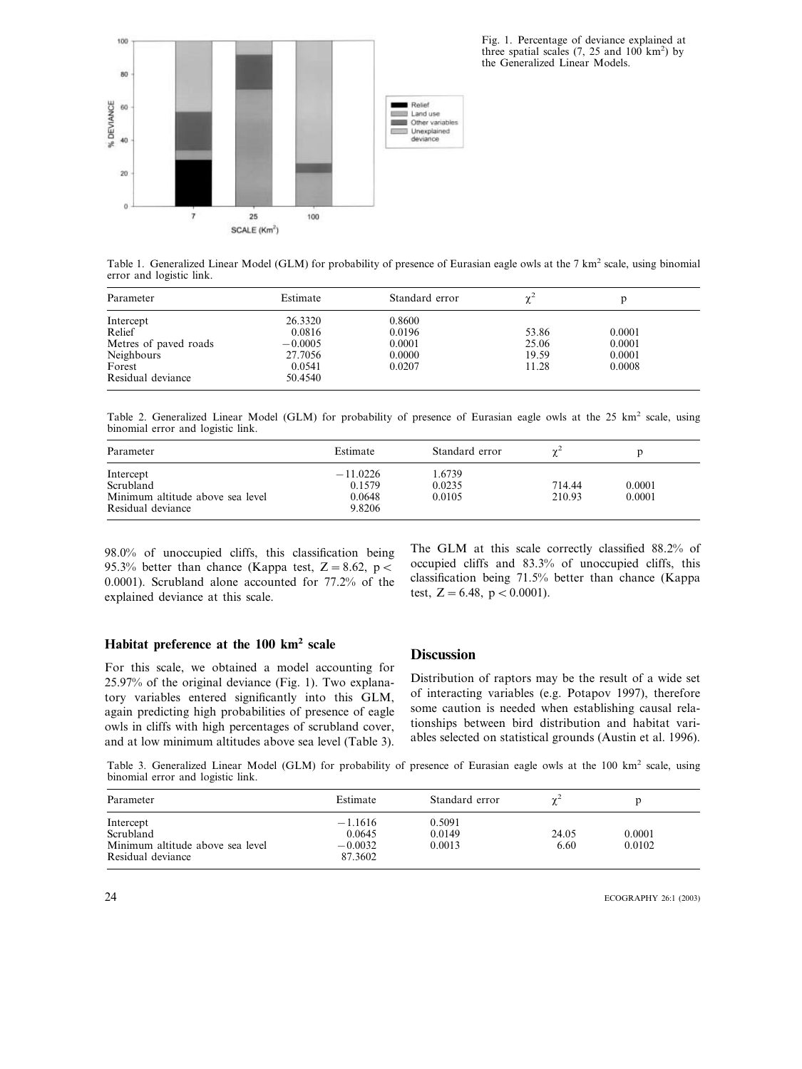Fig. 1. Percentage of deviance explained at three spatial scales (7, 25 and 100 $km^2$) by the Generalized Linear Models.

Table 1. Generalized Linear Model (GLM) for probability of presence of Eurasian eagle owls at the 7 $km^2$ scale, using binomial error and logistic link.

| Parameter | Estimate | Standard error | $\chi^2$ | p |
|---|---|---|---|---|
| Intercept | 26.3320 | 0.8600 | | |
| Relief | 0.0816 | 0.0196 | 53.86 | 0.0001 |
| Metres of paved roads | −0.0005 | 0.0001 | 25.06 | 0.0001 |
| Neighbours | 27.7056 | 0.0000 | 19.59 | 0.0001 |
| Forest | 0.0541 | 0.0207 | 11.28 | 0.0008 |
| Residual deviance | 50.4540 | | | |

Table 2. Generalized Linear Model (GLM) for probability of presence of Eurasian eagle owls at the 25 $km^2$ scale, using binomial error and logistic link.

| Parameter | Estimate | Standard error | $\chi^2$ | p |
|---|---|---|---|---|
| Intercept | −11.0226 | 1.6739 | | |
| Scrubland | 0.1579 | 0.0235 | 714.44 | 0.0001 |
| Minimum altitude above sea level | 0.0648 | 0.0105 | 210.93 | 0.0001 |
| Residual deviance | 9.8206 | | | |

98.0% of unoccupied cliffs, this classification being 95.3% better than chance (Kappa test, $Z = 8.62$, $p < 0.0001$). Scrubland alone accounted for 77.2% of the explained deviance at this scale.

### Habitat preference at the 100 $km^2$ scale

For this scale, we obtained a model accounting for 25.97% of the original deviance (Fig. 1). Two explanatory variables entered significantly into this GLM, again predicting high probabilities of presence of eagle owls in cliffs with high percentages of scrubland cover, and at low minimum altitudes above sea level (Table 3). The GLM at this scale correctly classified 88.2% of occupied cliffs and 83.3% of unoccupied cliffs, this classification being 71.5% better than chance (Kappa test, $Z = 6.48$, $p < 0.0001$).

## Discussion

Distribution of raptors may be the result of a wide set of interacting variables (e.g. Potapov 1997), therefore some caution is needed when establishing causal relationships between bird distribution and habitat variables selected on statistical grounds (Austin et al. 1996).

Table 3. Generalized Linear Model (GLM) for probability of presence of Eurasian eagle owls at the 100 $km^2$ scale, using binomial error and logistic link.

| Parameter | Estimate | Standard error | $\chi^2$ | p |
|---|---|---|---|---|
| Intercept | −1.1616 | 0.5091 | | |
| Scrubland | 0.0645 | 0.0149 | 24.05 | 0.0001 |
| Minimum altitude above sea level | −0.0032 | 0.0013 | 6.60 | 0.0102 |
| Residual deviance | 87.3602 | | | |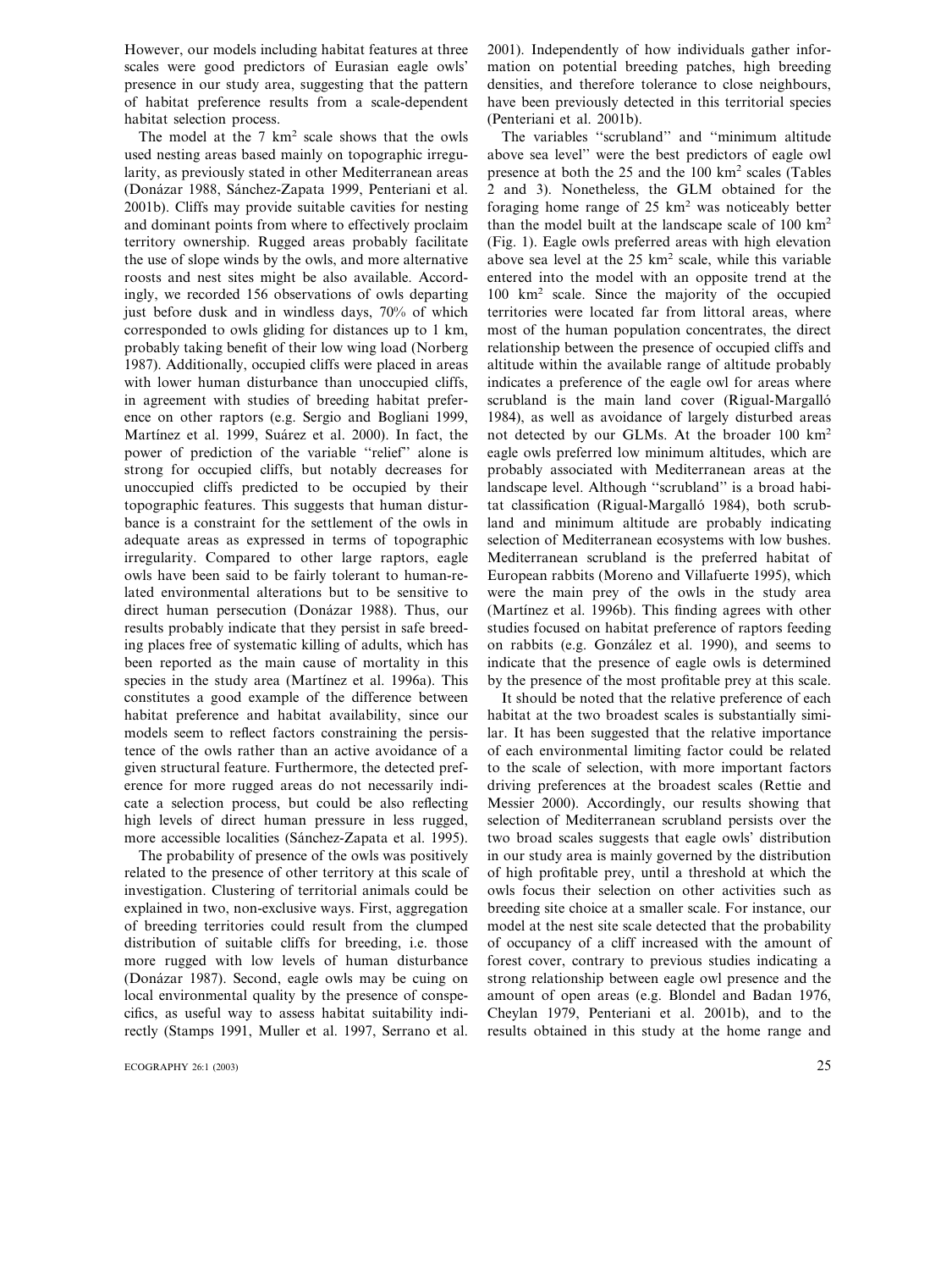However, our models including habitat features at three scales were good predictors of Eurasian eagle owls' presence in our study area, suggesting that the pattern of habitat preference results from a scale-dependent habitat selection process.

The model at the 7 $km^2$ scale shows that the owls used nesting areas based mainly on topographic irregularity, as previously stated in other Mediterranean areas (Donázar 1988, Sánchez-Zapata 1999, Penteriani et al. 2001b). Cliffs may provide suitable cavities for nesting and dominant points from where to effectively proclaim territory ownership. Rugged areas probably facilitate the use of slope winds by the owls, and more alternative roosts and nest sites might be also available. Accordingly, we recorded 156 observations of owls departing just before dusk and in windless days, 70% of which corresponded to owls gliding for distances up to 1 km, probably taking benefit of their low wing load (Norberg 1987). Additionally, occupied cliffs were placed in areas with lower human disturbance than unoccupied cliffs, in agreement with studies of breeding habitat preference on other raptors (e.g. Sergio and Bogliani 1999, Martínez et al. 1999, Suárez et al. 2000). In fact, the power of prediction of the variable "relief" alone is strong for occupied cliffs, but notably decreases for unoccupied cliffs predicted to be occupied by their topographic features. This suggests that human disturbance is a constraint for the settlement of the owls in adequate areas as expressed in terms of topographic irregularity. Compared to other large raptors, eagle owls have been said to be fairly tolerant to human-related environmental alterations but to be sensitive to direct human persecution (Donázar 1988). Thus, our results probably indicate that they persist in safe breeding places free of systematic killing of adults, which has been reported as the main cause of mortality in this species in the study area (Martínez et al. 1996a). This constitutes a good example of the difference between habitat preference and habitat availability, since our models seem to reflect factors constraining the persistence of the owls rather than an active avoidance of a given structural feature. Furthermore, the detected preference for more rugged areas do not necessarily indicate a selection process, but could be also reflecting high levels of direct human pressure in less rugged, more accessible localities (Sánchez-Zapata et al. 1995).

The probability of presence of the owls was positively related to the presence of other territory at this scale of investigation. Clustering of territorial animals could be explained in two, non-exclusive ways. First, aggregation of breeding territories could result from the clumped distribution of suitable cliffs for breeding, i.e. those more rugged with low levels of human disturbance (Donázar 1987). Second, eagle owls may be cuing on local environmental quality by the presence of conspecifics, as useful way to assess habitat suitability indirectly (Stamps 1991, Muller et al. 1997, Serrano et al. 2001). Independently of how individuals gather information on potential breeding patches, high breeding densities, and therefore tolerance to close neighbours, have been previously detected in this territorial species (Penteriani et al. 2001b).

The variables "scrubland" and "minimum altitude above sea level" were the best predictors of eagle owl presence at both the 25 and the 100 $km^2$ scales (Tables 2 and 3). Nonetheless, the GLM obtained for the foraging home range of 25 $km^2$ was noticeably better than the model built at the landscape scale of 100 $km^2$ (Fig. 1). Eagle owls preferred areas with high elevation above sea level at the 25 $km^2$ scale, while this variable entered into the model with an opposite trend at the 100 $km^2$ scale. Since the majority of the occupied territories were located far from littoral areas, where most of the human population concentrates, the direct relationship between the presence of occupied cliffs and altitude within the available range of altitude probably indicates a preference of the eagle owl for areas where scrubland is the main land cover (Rigual-Margalló 1984), as well as avoidance of largely disturbed areas not detected by our GLMs. At the broader 100 $km^2$ eagle owls preferred low minimum altitudes, which are probably associated with Mediterranean areas at the landscape level. Although "scrubland" is a broad habitat classification (Rigual-Margalló 1984), both scrubland and minimum altitude are probably indicating selection of Mediterranean ecosystems with low bushes. Mediterranean scrubland is the preferred habitat of European rabbits (Moreno and Villafuerte 1995), which were the main prey of the owls in the study area (Martínez et al. 1996b). This finding agrees with other studies focused on habitat preference of raptors feeding on rabbits (e.g. González et al. 1990), and seems to indicate that the presence of eagle owls is determined by the presence of the most profitable prey at this scale.

It should be noted that the relative preference of each habitat at the two broadest scales is substantially similar. It has been suggested that the relative importance of each environmental limiting factor could be related to the scale of selection, with more important factors driving preferences at the broadest scales (Rettie and Messier 2000). Accordingly, our results showing that selection of Mediterranean scrubland persists over the two broad scales suggests that eagle owls' distribution in our study area is mainly governed by the distribution of high profitable prey, until a threshold at which the owls focus their selection on other activities such as breeding site choice at a smaller scale. For instance, our model at the nest site scale detected that the probability of occupancy of a cliff increased with the amount of forest cover, contrary to previous studies indicating a strong relationship between eagle owl presence and the amount of open areas (e.g. Blondel and Badan 1976, Cheylan 1979, Penteriani et al. 2001b), and to the results obtained in this study at the home range and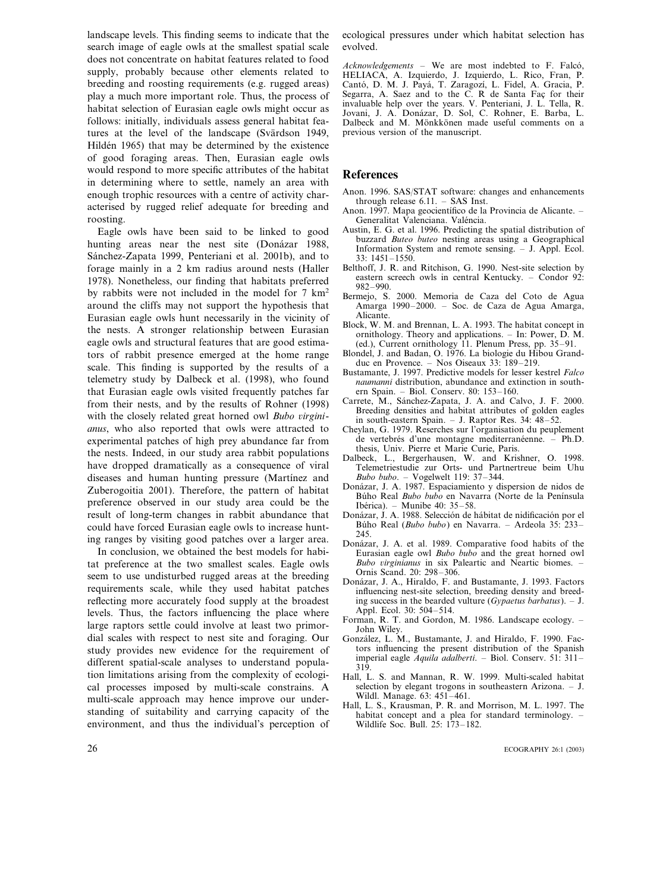landscape levels. This finding seems to indicate that the search image of eagle owls at the smallest spatial scale does not concentrate on habitat features related to food supply, probably because other elements related to breeding and roosting requirements (e.g. rugged areas) play a much more important role. Thus, the process of habitat selection of Eurasian eagle owls might occur as follows: initially, individuals assess general habitat features at the level of the landscape (Svärdson 1949, Hildén 1965) that may be determined by the existence of good foraging areas. Then, Eurasian eagle owls would respond to more specific attributes of the habitat in determining where to settle, namely an area with enough trophic resources with a centre of activity characterised by rugged relief adequate for breeding and roosting.

Eagle owls have been said to be linked to good hunting areas near the nest site (Donázar 1988, Sánchez-Zapata 1999, Penteriani et al. 2001b), and to forage mainly in a 2 km radius around nests (Haller 1978). Nonetheless, our finding that habitats preferred by rabbits were not included in the model for 7 km$^2$ around the cliffs may not support the hypothesis that Eurasian eagle owls hunt necessarily in the vicinity of the nests. A stronger relationship between Eurasian eagle owls and structural features that are good estimators of rabbit presence emerged at the home range scale. This finding is supported by the results of a telemetry study by Dalbeck et al. (1998), who found that Eurasian eagle owls visited frequently patches far from their nests, and by the results of Rohner (1998) with the closely related great horned owl *Bubo virginianus*, who also reported that owls were attracted to experimental patches of high prey abundance far from the nests. Indeed, in our study area rabbit populations have dropped dramatically as a consequence of viral diseases and human hunting pressure (Martínez and Zuberogoitia 2001). Therefore, the pattern of habitat preference observed in our study area could be the result of long-term changes in rabbit abundance that could have forced Eurasian eagle owls to increase hunting ranges by visiting good patches over a larger area.

In conclusion, we obtained the best models for habitat preference at the two smallest scales. Eagle owls seem to use undisturbed rugged areas at the breeding requirements scale, while they used habitat patches reflecting more accurately food supply at the broadest levels. Thus, the factors influencing the place where large raptors settle could involve at least two primordial scales with respect to nest site and foraging. Our study provides new evidence for the requirement of different spatial-scale analyses to understand population limitations arising from the complexity of ecological processes imposed by multi-scale constrains. A multi-scale approach may hence improve our understanding of suitability and carrying capacity of the environment, and thus the individual's perception of ecological pressures under which habitat selection has evolved.

*Acknowledgements* – We are most indebted to F. Falcó, HELIACA, A. Izquierdo, J. Izquierdo, L. Rico, Fran, P. Cantó, D. M. J. Payá, T. Zaragozí, L. Fidel, A. Gracia, P. Segarra, A. Saez and to the C. R de Santa Faç for their invaluable help over the years. V. Penteriani, J. L. Tella, R. Jovani, J. A. Donázar, D. Sol, C. Rohner, E. Barba, L. Dalbeck and M. Mönkkönen made useful comments on a previous version of the manuscript.

## References

Anon. 1996. SAS/STAT software: changes and enhancements through release 6.11. – SAS Inst.

Anon. 1997. Mapa geocientífico de la Provincia de Alicante. – Generalitat Valenciana. Valéncia.

Austin, E. G. et al. 1996. Predicting the spatial distribution of buzzard *Buteo buteo* nesting areas using a Geographical Information System and remote sensing. – J. Appl. Ecol. 33: 1451–1550.

Belthoff, J. R. and Ritchison, G. 1990. Nest-site selection by eastern screech owls in central Kentucky. – Condor 92: 982–990.

Bermejo, S. 2000. Memoria de Caza del Coto de Agua Amarga 1990–2000. – Soc. de Caza de Agua Amarga, Alicante.

Block, W. M. and Brennan, L. A. 1993. The habitat concept in ornithology. Theory and applications. – In: Power, D. M. (ed.), Current ornithology 11. Plenum Press, pp. 35–91.

Blondel, J. and Badan, O. 1976. La biologie du Hibou Grand-duc en Provence. – Nos Oiseaux 33: 189–219.

Bustamante, J. 1997. Predictive models for lesser kestrel *Falco naumanni* distribution, abundance and extinction in southern Spain. – Biol. Conserv. 80: 153–160.

Carrete, M., Sánchez-Zapata, J. A. and Calvo, J. F. 2000. Breeding densities and habitat attributes of golden eagles in south-eastern Spain. – J. Raptor Res. 34: 48–52.

Cheylan, G. 1979. Reserches sur l'organisation du peuplement de vertebrés d'une montagne mediterranéenne. – Ph.D. thesis, Univ. Pierre et Marie Curie, Paris.

Dalbeck, L., Bergerhausen, W. and Krishner, O. 1998. Telemetriestudie zur Orts- und Partnertreue beim Uhu *Bubo bubo*. – Vogelwelt 119: 37–344.

Donázar, J. A. 1987. Espaciamiento y dispersion de nidos de Búho Real *Bubo bubo* en Navarra (Norte de la Península Ibérica). – Munibe 40: 35–58.

Donázar, J. A. 1988. Selección de hábitat de nidificación por el Búho Real (*Bubo bubo*) en Navarra. – Ardeola 35: 233–245.

Donázar, J. A. et al. 1989. Comparative food habits of the Eurasian eagle owl *Bubo bubo* and the great horned owl *Bubo virginianus* in six Paleartic and Neartic biomes. – Ornis Scand. 20: 298–306.

Donázar, J. A., Hiraldo, F. and Bustamante, J. 1993. Factors influencing nest-site selection, breeding density and breeding success in the bearded vulture (*Gypaetus barbatus*). – J. Appl. Ecol. 30: 504–514.

Forman, R. T. and Gordon, M. 1986. Landscape ecology. – John Wiley.

González, L. M., Bustamante, J. and Hiraldo, F. 1990. Factors influencing the present distribution of the Spanish imperial eagle *Aquila adalberti*. – Biol. Conserv. 51: 311–319.

Hall, L. S. and Mannan, R. W. 1999. Multi-scaled habitat selection by elegant trogons in southeastern Arizona. – J. Wildl. Manage. 63: 451–461.

Hall, L. S., Krausman, P. R. and Morrison, M. L. 1997. The habitat concept and a plea for standard terminology. – Wildlife Soc. Bull. 25: 173–182.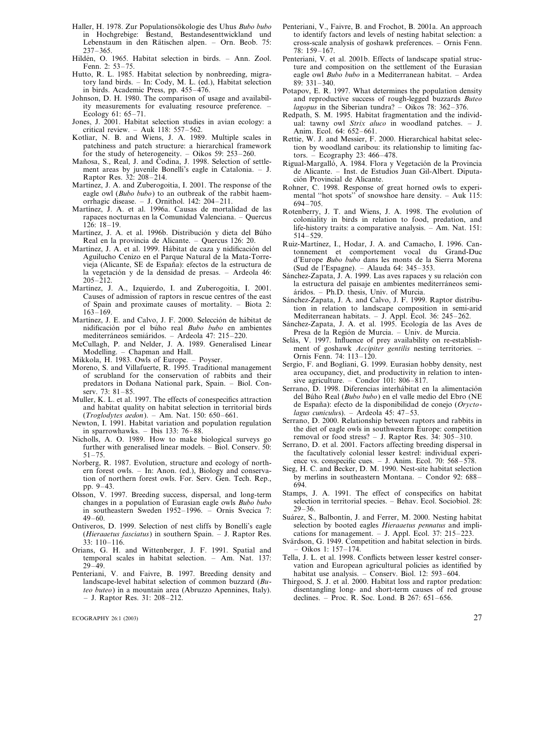Haller, H. 1978. Zur Populationsökologie des Uhus *Bubo bubo* in Hochgrebige: Bestand, Bestandesenttwickland und Lebenstaum in den Rätischen alpen. – Orn. Beob. 75: 237–365.

Hildén, O. 1965. Habitat selection in birds. – Ann. Zool. Fenn. 2: 53–75.

Hutto, R. L. 1985. Habitat selection by nonbreeding, migratory land birds. – In: Cody, M. L. (ed.), Habitat selection in birds. Academic Press, pp. 455–476.

Johnson, D. H. 1980. The comparison of usage and availability measurements for evaluating resource preference. – Ecology 61: 65–71.

Jones, J. 2001. Habitat selection studies in avian ecology: a critical review. – Auk 118: 557–562.

Kotliar, N. B. and Wiens, J. A. 1989. Multiple scales in patchiness and patch structure: a hierarchical framework for the study of heterogeneity. – Oikos 59: 253–260.

Mañosa, S., Real, J. and Codina, J. 1998. Selection of settlement areas by juvenile Bonelli's eagle in Catalonia. – J. Raptor Res. 32: 208–214.

Martínez, J. A. and Zuberogoitia, I. 2001. The response of the eagle owl (*Bubo bubo*) to an outbreak of the rabbit haemorrhagic disease. – J. Ornithol. 142: 204–211.

Martínez, J. A. et al. 1996a. Causas de mortalidad de las rapaces nocturnas en la Comunidad Valenciana. – Quercus 126: 18–19.

Martínez, J. A. et al. 1996b. Distribución y dieta del Búho Real en la provincia de Alicante. – Quercus 126: 20.

Martínez, J. A. et al. 1999. Hábitat de caza y nidificación del Aguilucho Cenizo en el Parque Natural de la Mata-Torrevieja (Alicante, SE de España): efectos de la estructura de la vegetación y de la densidad de presas. – Ardeola 46: 205–212.

Martínez, J. A., Izquierdo, I. and Zuberogoitia, I. 2001. Causes of admission of raptors in rescue centres of the east of Spain and proximate causes of mortality. – Biota 2: 163–169.

Martínez, J. E. and Calvo, J. F. 2000. Selección de hábitat de nidificación por el búho real *Bubo bubo* en ambientes mediterráneos semiáridos. – Ardeola 47: 215–220.

McCullagh, P. and Nelder, J. A. 1989. Generalised Linear Modelling. – Chapman and Hall.

Mikkola, H. 1983. Owls of Europe. – Poyser.

Moreno, S. and Villafuerte, R. 1995. Traditional management of scrubland for the conservation of rabbits and their predators in Doñana National park, Spain. – Biol. Conserv. 73: 81–85.

Muller, K. L. et al. 1997. The effects of conespecifics attraction and habitat quality on habitat selection in territorial birds (*Troglodytes aedon*). – Am. Nat. 150: 650–661.

Newton, I. 1991. Habitat variation and population regulation in sparrowhawks. – Ibis 133: 76–88.

Nicholls, A. O. 1989. How to make biological surveys go further with generalised linear models. – Biol. Conserv. 50: 51–75.

Norberg, R. 1987. Evolution, structure and ecology of northern forest owls. – In: Anon. (ed.), Biology and conservation of northern forest owls. For. Serv. Gen. Tech. Rep., pp. 9–43.

Olsson, V. 1997. Breeding success, dispersal, and long-term changes in a population of Eurasian eagle owls *Bubo bubo* in southeastern Sweden 1952–1996. – Ornis Svecica 7: 49–60.

Ontiveros, D. 1999. Selection of nest cliffs by Bonelli's eagle (*Hieraaetus fasciatus*) in southern Spain. – J. Raptor Res. 33: 110–116.

Orians, G. H. and Wittenberger, J. F. 1991. Spatial and temporal scales in habitat selection. – Am. Nat. 137: 29–49.

Penteriani, V. and Faivre, B. 1997. Breeding density and landscape-level habitat selection of common buzzard (*Buteo buteo*) in a mountain area (Abruzzo Apennines, Italy). – J. Raptor Res. 31: 208–212.

Penteriani, V., Faivre, B. and Frochot, B. 2001a. An approach to identify factors and levels of nesting habitat selection: a cross-scale analysis of goshawk preferences. – Ornis Fenn. 78: 159–167.

Penteriani, V. et al. 2001b. Effects of landscape spatial structure and composition on the settlement of the Eurasian eagle owl *Bubo bubo* in a Mediterranean habitat. – Ardea 89: 331–340.

Potapov, E. R. 1997. What determines the population density and reproductive success of rough-legged buzzards *Buteo lagopus* in the Siberian tundra? – Oikos 78: 362–376.

Redpath, S. M. 1995. Habitat fragmentation and the individual: tawny owl *Strix aluco* in woodland patches. – J. Anim. Ecol. 64: 652–661.

Rettie, W. J. and Messier, F. 2000. Hierarchical habitat selection by woodland caribou: its relationship to limiting factors. – Ecography 23: 466–478.

Rigual-Margalló, A. 1984. Flora y Vegetación de la Provincia de Alicante. – Inst. de Estudios Juan Gil-Albert. Diputación Provincial de Alicante.

Rohner, C. 1998. Response of great horned owls to experimental "hot spots" of snowshoe hare density. – Auk 115: 694–705.

Rotenberry, J. T. and Wiens, J. A. 1998. The evolution of coloniality in birds in relation to food, predation, and life-history traits: a comparative analysis. – Am. Nat. 151: 514–529.

Ruiz-Martínez, I., Hodar, J. A. and Camacho, I. 1996. Cantonnement et comportement vocal du Grand-Duc d'Europe *Bubo bubo* dans les monts de la Sierra Morena (Sud de l'Espagne). – Alauda 64: 345–353.

Sánchez-Zapata, J. A. 1999. Las aves rapaces y su relación con la estructura del paisaje en ambientes mediterráneos semiáridos. – Ph.D. thesis, Univ. of Murcia.

Sánchez-Zapata, J. A. and Calvo, J. F. 1999. Raptor distribution in relation to landscape composition in semi-arid Mediterranean habitats. – J. Appl. Ecol. 36: 245–262.

Sánchez-Zapata, J. A. et al. 1995. Ecología de las Aves de Presa de la Región de Murcia. – Univ. de Murcia.

Selås, V. 1997. Influence of prey availability on re-establishment of goshawk *Accipiter gentilis* nesting territories. – Ornis Fenn. 74: 113–120.

Sergio, F. and Bogliani, G. 1999. Eurasian hobby density, nest area occupancy, diet, and productivity in relation to intensive agriculture. – Condor 101: 806–817.

Serrano, D. 1998. Diferencias interhábitat en la alimentación del Búho Real (*Bubo bubo*) en el valle medio del Ebro (NE de España): efecto de la disponibilidad de conejo (*Oryctolagus cuniculus*). – Ardeola 45: 47–53.

Serrano, D. 2000. Relationship between raptors and rabbits in the diet of eagle owls in southwestern Europe: competition removal or food stress? – J. Raptor Res. 34: 305–310.

Serrano, D. et al. 2001. Factors affecting breeding dispersal in the facultatively colonial lesser kestrel: individual experience vs. conspecific cues. – J. Anim. Ecol. 70: 568–578.

Sieg, H. C. and Becker, D. M. 1990. Nest-site habitat selection by merlins in southeastern Montana. – Condor 92: 688–694.

Stamps, J. A. 1991. The effect of conspecifics on habitat selection in territorial species. – Behav. Ecol. Sociobiol. 28: 29–36.

Suárez, S., Balbontín, J. and Ferrer, M. 2000. Nesting habitat selection by booted eagles *Hieraaetus pennatus* and implications for management. – J. Appl. Ecol. 37: 215–223.

Svärdson, G. 1949. Competition and habitat selection in birds. – Oikos 1: 157–174.

Tella, J. L. et al. 1998. Conflicts between lesser kestrel conservation and European agricultural policies as identified by habitat use analysis. – Conserv. Biol. 12: 593–604.

Thirgood, S. J. et al. 2000. Habitat loss and raptor predation: disentangling long- and short-term causes of red grouse declines. – Proc. R. Soc. Lond. B 267: 651–656.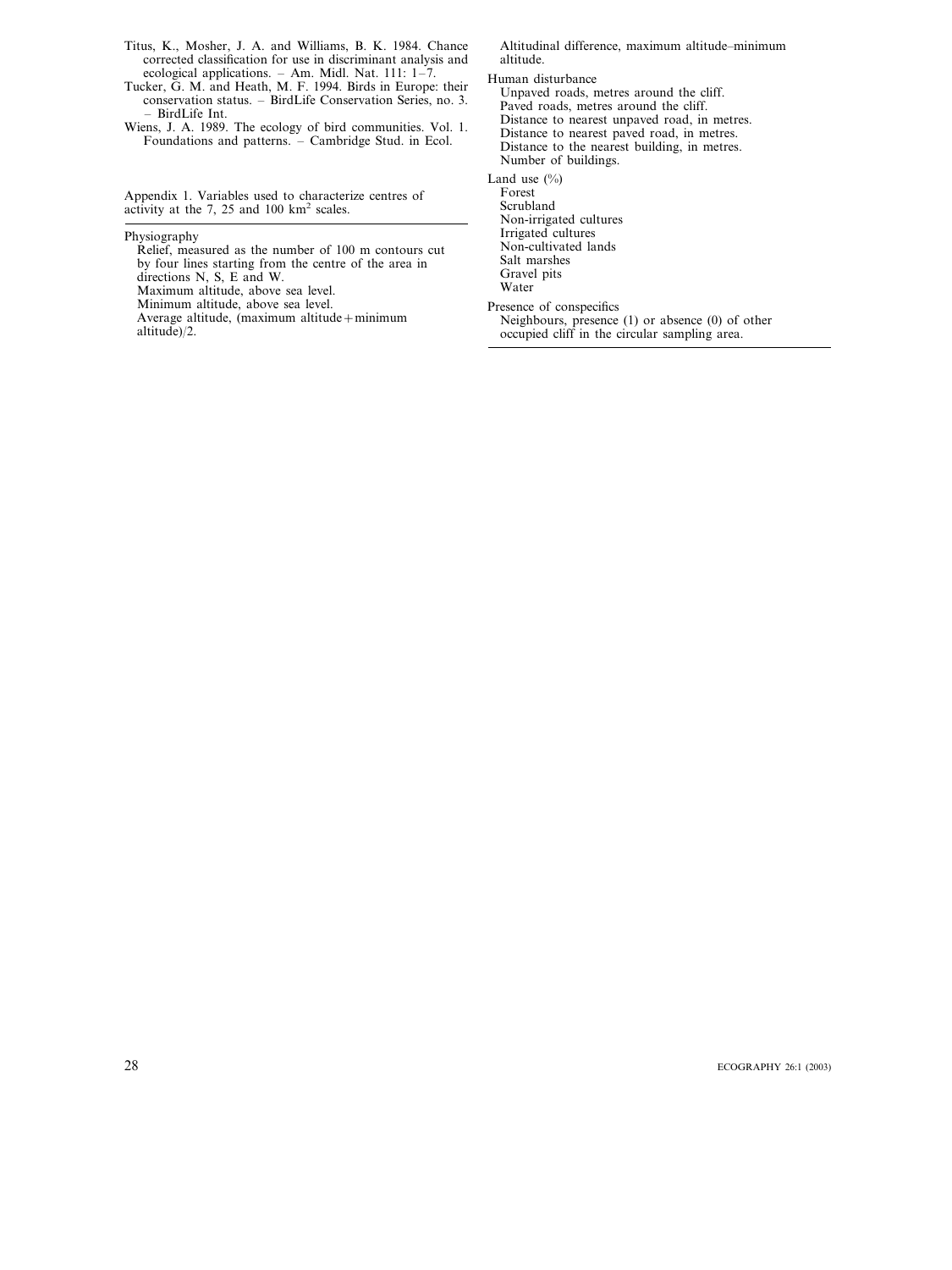Titus, K., Mosher, J. A. and Williams, B. K. 1984. Chance corrected classification for use in discriminant analysis and ecological applications. – Am. Midl. Nat. 111: 1–7.

Tucker, G. M. and Heath, M. F. 1994. Birds in Europe: their conservation status. – BirdLife Conservation Series, no. 3. – BirdLife Int.

Wiens, J. A. 1989. The ecology of bird communities. Vol. 1. Foundations and patterns. – Cambridge Stud. in Ecol.

Appendix 1. Variables used to characterize centres of activity at the 7, 25 and 100 km$^2$ scales.

Physiography
- Relief, measured as the number of 100 m contours cut by four lines starting from the centre of the area in directions N, S, E and W.
- Maximum altitude, above sea level.
- Minimum altitude, above sea level.
- Average altitude, (maximum altitude + minimum altitude)/2.
- Altitudinal difference, maximum altitude–minimum altitude.

Human disturbance
- Unpaved roads, metres around the cliff.
- Paved roads, metres around the cliff.
- Distance to nearest unpaved road, in metres.
- Distance to nearest paved road, in metres.
- Distance to the nearest building, in metres.
- Number of buildings.

Land use (%)
- Forest
- Scrubland
- Non-irrigated cultures
- Irrigated cultures
- Non-cultivated lands
- Salt marshes
- Gravel pits
- Water

Presence of conspecifics
- Neighbours, presence (1) or absence (0) of other occupied cliff in the circular sampling area.